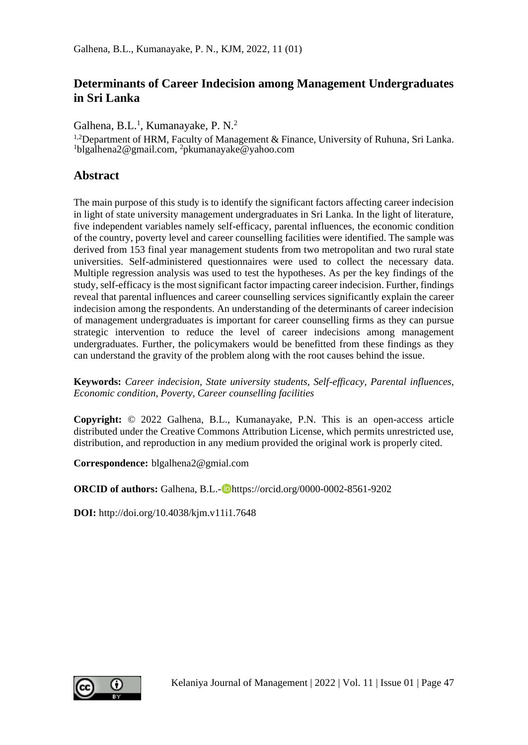# Determinants of Career Indecision among Management Undergraduates in Sri Lanka

Galhena, B.L.[1], Kumanayake, P. N.[2]

[1,2]Department of HRM, Faculty of Management & Finance, University of Ruhuna, Sri Lanka.
[1]blgalhena2@gmail.com, [2]pkumanayake@yahoo.com

## Abstract

The main purpose of this study is to identify the significant factors affecting career indecision in light of state university management undergraduates in Sri Lanka. In the light of literature, five independent variables namely self-efficacy, parental influences, the economic condition of the country, poverty level and career counselling facilities were identified. The sample was derived from 153 final year management students from two metropolitan and two rural state universities. Self-administered questionnaires were used to collect the necessary data. Multiple regression analysis was used to test the hypotheses. As per the key findings of the study, self-efficacy is the most significant factor impacting career indecision. Further, findings reveal that parental influences and career counselling services significantly explain the career indecision among the respondents. An understanding of the determinants of career indecision of management undergraduates is important for career counselling firms as they can pursue strategic intervention to reduce the level of career indecisions among management undergraduates. Further, the policymakers would be benefitted from these findings as they can understand the gravity of the problem along with the root causes behind the issue.

**Keywords:** *Career indecision, State university students, Self-efficacy, Parental influences, Economic condition, Poverty, Career counselling facilities*

**Copyright:** © 2022 Galhena, B.L., Kumanayake, P.N. This is an open-access article distributed under the Creative Commons Attribution License, which permits unrestricted use, distribution, and reproduction in any medium provided the original work is properly cited.

**Correspondence:** blgalhena2@gmial.com

**ORCID of authors:** Galhena, B.L.- https://orcid.org/0000-0002-8561-9202

**DOI:** http://doi.org/10.4038/kjm.v11i1.7648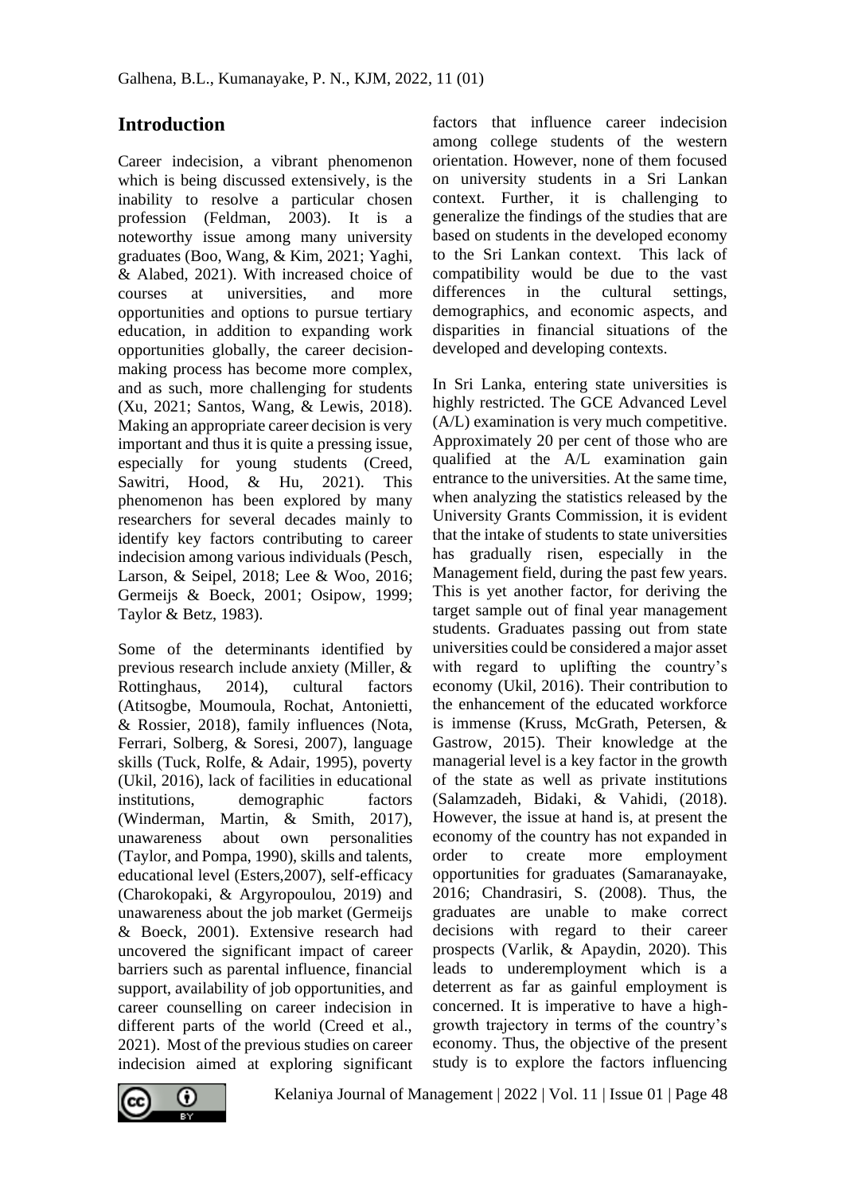## Introduction

Career indecision, a vibrant phenomenon which is being discussed extensively, is the inability to resolve a particular chosen profession (Feldman, 2003). It is a noteworthy issue among many university graduates (Boo, Wang, & Kim, 2021; Yaghi, & Alabed, 2021). With increased choice of courses at universities, and more opportunities and options to pursue tertiary education, in addition to expanding work opportunities globally, the career decision-making process has become more complex, and as such, more challenging for students (Xu, 2021; Santos, Wang, & Lewis, 2018). Making an appropriate career decision is very important and thus it is quite a pressing issue, especially for young students (Creed, Sawitri, Hood, & Hu, 2021). This phenomenon has been explored by many researchers for several decades mainly to identify key factors contributing to career indecision among various individuals (Pesch, Larson, & Seipel, 2018; Lee & Woo, 2016; Germeijs & Boeck, 2001; Osipow, 1999; Taylor & Betz, 1983).

Some of the determinants identified by previous research include anxiety (Miller, & Rottinghaus, 2014), cultural factors (Atitsogbe, Moumoula, Rochat, Antonietti, & Rossier, 2018), family influences (Nota, Ferrari, Solberg, & Soresi, 2007), language skills (Tuck, Rolfe, & Adair, 1995), poverty (Ukil, 2016), lack of facilities in educational institutions, demographic factors (Winderman, Martin, & Smith, 2017), unawareness about own personalities (Taylor, and Pompa, 1990), skills and talents, educational level (Esters,2007), self-efficacy (Charokopaki, & Argyropoulou, 2019) and unawareness about the job market (Germeijs & Boeck, 2001). Extensive research had uncovered the significant impact of career barriers such as parental influence, financial support, availability of job opportunities, and career counselling on career indecision in different parts of the world (Creed et al., 2021). Most of the previous studies on career indecision aimed at exploring significant factors that influence career indecision among college students of the western orientation. However, none of them focused on university students in a Sri Lankan context. Further, it is challenging to generalize the findings of the studies that are based on students in the developed economy to the Sri Lankan context. This lack of compatibility would be due to the vast differences in the cultural settings, demographics, and economic aspects, and disparities in financial situations of the developed and developing contexts.

In Sri Lanka, entering state universities is highly restricted. The GCE Advanced Level (A/L) examination is very much competitive. Approximately 20 per cent of those who are qualified at the A/L examination gain entrance to the universities. At the same time, when analyzing the statistics released by the University Grants Commission, it is evident that the intake of students to state universities has gradually risen, especially in the Management field, during the past few years. This is yet another factor, for deriving the target sample out of final year management students. Graduates passing out from state universities could be considered a major asset with regard to uplifting the country's economy (Ukil, 2016). Their contribution to the enhancement of the educated workforce is immense (Kruss, McGrath, Petersen, & Gastrow, 2015). Their knowledge at the managerial level is a key factor in the growth of the state as well as private institutions (Salamzadeh, Bidaki, & Vahidi, (2018). However, the issue at hand is, at present the economy of the country has not expanded in order to create more employment opportunities for graduates (Samaranayake, 2016; Chandrasiri, S. (2008). Thus, the graduates are unable to make correct decisions with regard to their career prospects (Varlik, & Apaydin, 2020). This leads to underemployment which is a deterrent as far as gainful employment is concerned. It is imperative to have a high-growth trajectory in terms of the country's economy. Thus, the objective of the present study is to explore the factors influencing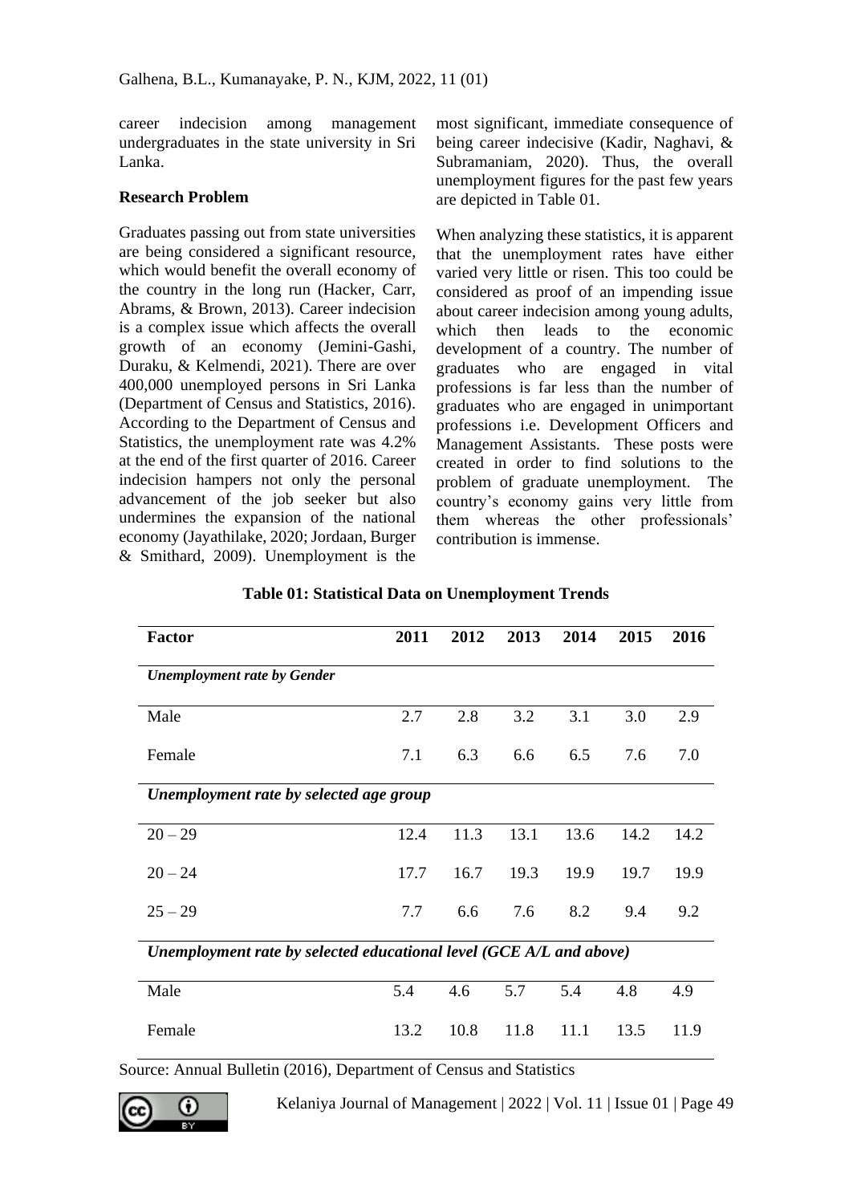career indecision among management undergraduates in the state university in Sri Lanka.

**Research Problem**

Graduates passing out from state universities are being considered a significant resource, which would benefit the overall economy of the country in the long run (Hacker, Carr, Abrams, & Brown, 2013). Career indecision is a complex issue which affects the overall growth of an economy (Jemini-Gashi, Duraku, & Kelmendi, 2021). There are over 400,000 unemployed persons in Sri Lanka (Department of Census and Statistics, 2016). According to the Department of Census and Statistics, the unemployment rate was 4.2% at the end of the first quarter of 2016. Career indecision hampers not only the personal advancement of the job seeker but also undermines the expansion of the national economy (Jayathilake, 2020; Jordaan, Burger & Smithard, 2009). Unemployment is the most significant, immediate consequence of being career indecisive (Kadir, Naghavi, & Subramaniam, 2020). Thus, the overall unemployment figures for the past few years are depicted in Table 01.

When analyzing these statistics, it is apparent that the unemployment rates have either varied very little or risen. This too could be considered as proof of an impending issue about career indecision among young adults, which then leads to the economic development of a country. The number of graduates who are engaged in vital professions is far less than the number of graduates who are engaged in unimportant professions i.e. Development Officers and Management Assistants. These posts were created in order to find solutions to the problem of graduate unemployment. The country's economy gains very little from them whereas the other professionals' contribution is immense.

**Table 01: Statistical Data on Unemployment Trends**

| Factor | 2011 | 2012 | 2013 | 2014 | 2015 | 2016 |
|---|---|---|---|---|---|---|
| *Unemployment rate by Gender* | | | | | | |
| Male | 2.7 | 2.8 | 3.2 | 3.1 | 3.0 | 2.9 |
| Female | 7.1 | 6.3 | 6.6 | 6.5 | 7.6 | 7.0 |
| *Unemployment rate by selected age group* | | | | | | |
| 20 – 29 | 12.4 | 11.3 | 13.1 | 13.6 | 14.2 | 14.2 |
| 20 – 24 | 17.7 | 16.7 | 19.3 | 19.9 | 19.7 | 19.9 |
| 25 – 29 | 7.7 | 6.6 | 7.6 | 8.2 | 9.4 | 9.2 |
| *Unemployment rate by selected educational level (GCE A/L and above)* | | | | | | |
| Male | 5.4 | 4.6 | 5.7 | 5.4 | 4.8 | 4.9 |
| Female | 13.2 | 10.8 | 11.8 | 11.1 | 13.5 | 11.9 |

Source: Annual Bulletin (2016), Department of Census and Statistics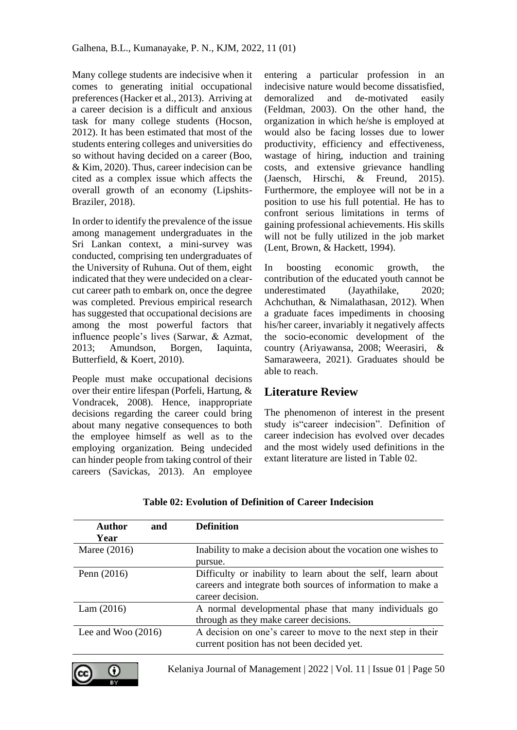Many college students are indecisive when it comes to generating initial occupational preferences (Hacker et al., 2013). Arriving at a career decision is a difficult and anxious task for many college students (Hocson, 2012). It has been estimated that most of the students entering colleges and universities do so without having decided on a career (Boo, & Kim, 2020). Thus, career indecision can be cited as a complex issue which affects the overall growth of an economy (Lipshits-Braziler, 2018).

In order to identify the prevalence of the issue among management undergraduates in the Sri Lankan context, a mini-survey was conducted, comprising ten undergraduates of the University of Ruhuna. Out of them, eight indicated that they were undecided on a clear-cut career path to embark on, once the degree was completed. Previous empirical research has suggested that occupational decisions are among the most powerful factors that influence people's lives (Sarwar, & Azmat, 2013; Amundson, Borgen, Iaquinta, Butterfield, & Koert, 2010).

People must make occupational decisions over their entire lifespan (Porfeli, Hartung, & Vondracek, 2008). Hence, inappropriate decisions regarding the career could bring about many negative consequences to both the employee himself as well as to the employing organization. Being undecided can hinder people from taking control of their careers (Savickas, 2013). An employee entering a particular profession in an indecisive nature would become dissatisfied, demoralized and de-motivated easily (Feldman, 2003). On the other hand, the organization in which he/she is employed at would also be facing losses due to lower productivity, efficiency and effectiveness, wastage of hiring, induction and training costs, and extensive grievance handling (Jaensch, Hirschi, & Freund, 2015). Furthermore, the employee will not be in a position to use his full potential. He has to confront serious limitations in terms of gaining professional achievements. His skills will not be fully utilized in the job market (Lent, Brown, & Hackett, 1994).

In boosting economic growth, the contribution of the educated youth cannot be underestimated (Jayathilake, 2020; Achchuthan, & Nimalathasan, 2012). When a graduate faces impediments in choosing his/her career, invariably it negatively affects the socio-economic development of the country (Ariyawansa, 2008; Weerasiri, & Samaraweera, 2021). Graduates should be able to reach.

## Literature Review

The phenomenon of interest in the present study is"career indecision". Definition of career indecision has evolved over decades and the most widely used definitions in the extant literature are listed in Table 02.

**Table 02: Evolution of Definition of Career Indecision**

| Author and Year | Definition |
|---|---|
| Maree (2016) | Inability to make a decision about the vocation one wishes to pursue. |
| Penn (2016) | Difficulty or inability to learn about the self, learn about careers and integrate both sources of information to make a career decision. |
| Lam (2016) | A normal developmental phase that many individuals go through as they make career decisions. |
| Lee and Woo (2016) | A decision on one's career to move to the next step in their current position has not been decided yet. |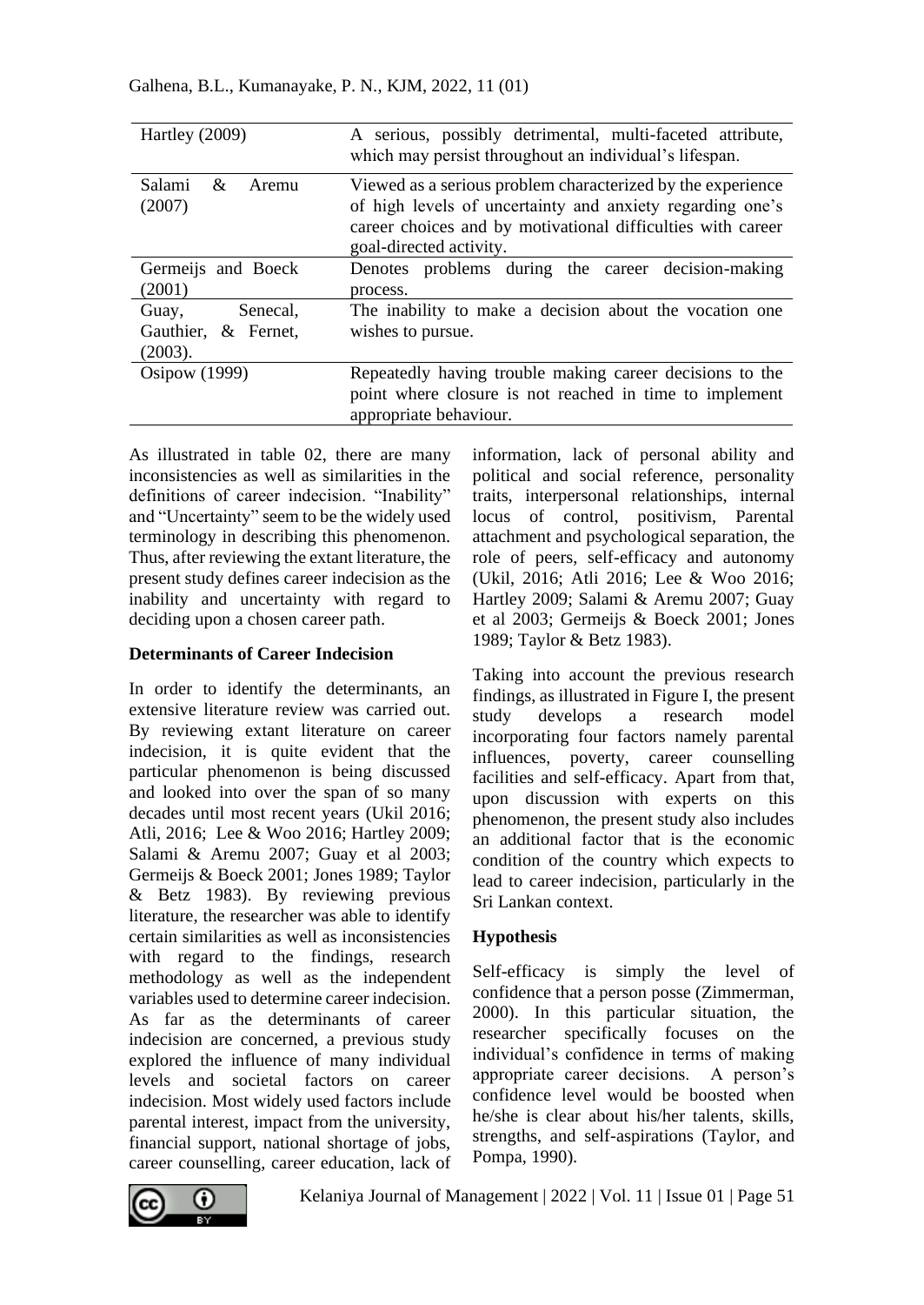| | |
|---|---|
| Hartley (2009) | A serious, possibly detrimental, multi-faceted attribute, which may persist throughout an individual's lifespan. |
| Salami & Aremu (2007) | Viewed as a serious problem characterized by the experience of high levels of uncertainty and anxiety regarding one's career choices and by motivational difficulties with career goal-directed activity. |
| Germeijs and Boeck (2001) | Denotes problems during the career decision-making process. |
| Guay, Senecal, Gauthier, & Fernet, (2003). | The inability to make a decision about the vocation one wishes to pursue. |
| Osipow (1999) | Repeatedly having trouble making career decisions to the point where closure is not reached in time to implement appropriate behaviour. |

As illustrated in table 02, there are many inconsistencies as well as similarities in the definitions of career indecision. "Inability" and "Uncertainty" seem to be the widely used terminology in describing this phenomenon. Thus, after reviewing the extant literature, the present study defines career indecision as the inability and uncertainty with regard to deciding upon a chosen career path.

**Determinants of Career Indecision**

In order to identify the determinants, an extensive literature review was carried out. By reviewing extant literature on career indecision, it is quite evident that the particular phenomenon is being discussed and looked into over the span of so many decades until most recent years (Ukil 2016; Atli, 2016; Lee & Woo 2016; Hartley 2009; Salami & Aremu 2007; Guay et al 2003; Germeijs & Boeck 2001; Jones 1989; Taylor & Betz 1983). By reviewing previous literature, the researcher was able to identify certain similarities as well as inconsistencies with regard to the findings, research methodology as well as the independent variables used to determine career indecision. As far as the determinants of career indecision are concerned, a previous study explored the influence of many individual levels and societal factors on career indecision. Most widely used factors include parental interest, impact from the university, financial support, national shortage of jobs, career counselling, career education, lack of information, lack of personal ability and political and social reference, personality traits, interpersonal relationships, internal locus of control, positivism, Parental attachment and psychological separation, the role of peers, self-efficacy and autonomy (Ukil, 2016; Atli 2016; Lee & Woo 2016; Hartley 2009; Salami & Aremu 2007; Guay et al 2003; Germeijs & Boeck 2001; Jones 1989; Taylor & Betz 1983).

Taking into account the previous research findings, as illustrated in Figure I, the present study develops a research model incorporating four factors namely parental influences, poverty, career counselling facilities and self-efficacy. Apart from that, upon discussion with experts on this phenomenon, the present study also includes an additional factor that is the economic condition of the country which expects to lead to career indecision, particularly in the Sri Lankan context.

**Hypothesis**

Self-efficacy is simply the level of confidence that a person posse (Zimmerman, 2000). In this particular situation, the researcher specifically focuses on the individual's confidence in terms of making appropriate career decisions. A person's confidence level would be boosted when he/she is clear about his/her talents, skills, strengths, and self-aspirations (Taylor, and Pompa, 1990).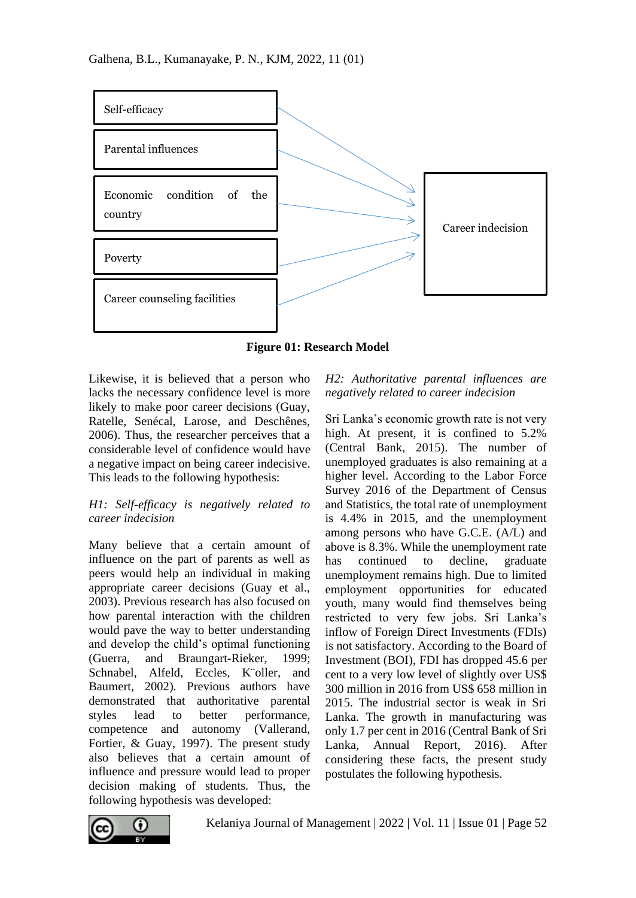Self-efficacy

Parental influences

Economic condition of the country

Poverty

Career counseling facilities

Career indecision

**Figure 01: Research Model**

Likewise, it is believed that a person who lacks the necessary confidence level is more likely to make poor career decisions (Guay, Ratelle, Senécal, Larose, and Deschênes, 2006). Thus, the researcher perceives that a considerable level of confidence would have a negative impact on being career indecisive. This leads to the following hypothesis:

*H1: Self-efficacy is negatively related to career indecision*

Many believe that a certain amount of influence on the part of parents as well as peers would help an individual in making appropriate career decisions (Guay et al., 2003). Previous research has also focused on how parental interaction with the children would pave the way to better understanding and develop the child's optimal functioning (Guerra, and Braungart-Rieker, 1999; Schnabel, Alfeld, Eccles, K¨oller, and Baumert, 2002). Previous authors have demonstrated that authoritative parental styles lead to better performance, competence and autonomy (Vallerand, Fortier, & Guay, 1997). The present study also believes that a certain amount of influence and pressure would lead to proper decision making of students. Thus, the following hypothesis was developed:

*H2: Authoritative parental influences are negatively related to career indecision*

Sri Lanka's economic growth rate is not very high. At present, it is confined to 5.2% (Central Bank, 2015). The number of unemployed graduates is also remaining at a higher level. According to the Labor Force Survey 2016 of the Department of Census and Statistics, the total rate of unemployment is 4.4% in 2015, and the unemployment among persons who have G.C.E. (A/L) and above is 8.3%. While the unemployment rate has continued to decline, graduate unemployment remains high. Due to limited employment opportunities for educated youth, many would find themselves being restricted to very few jobs. Sri Lanka's inflow of Foreign Direct Investments (FDIs) is not satisfactory. According to the Board of Investment (BOI), FDI has dropped 45.6 per cent to a very low level of slightly over US$ 300 million in 2016 from US$ 658 million in 2015. The industrial sector is weak in Sri Lanka. The growth in manufacturing was only 1.7 per cent in 2016 (Central Bank of Sri Lanka, Annual Report, 2016). After considering these facts, the present study postulates the following hypothesis.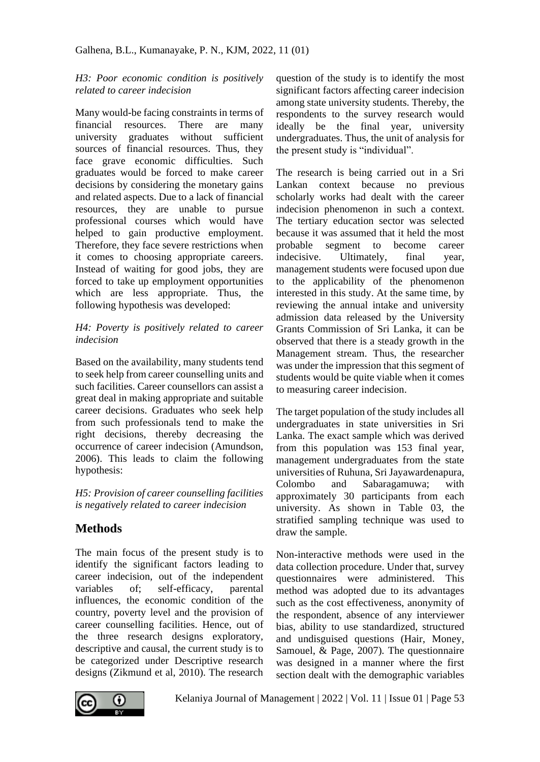*H3: Poor economic condition is positively related to career indecision*

Many would-be facing constraints in terms of financial resources. There are many university graduates without sufficient sources of financial resources. Thus, they face grave economic difficulties. Such graduates would be forced to make career decisions by considering the monetary gains and related aspects. Due to a lack of financial resources, they are unable to pursue professional courses which would have helped to gain productive employment. Therefore, they face severe restrictions when it comes to choosing appropriate careers. Instead of waiting for good jobs, they are forced to take up employment opportunities which are less appropriate. Thus, the following hypothesis was developed:

*H4: Poverty is positively related to career indecision*

Based on the availability, many students tend to seek help from career counselling units and such facilities. Career counsellors can assist a great deal in making appropriate and suitable career decisions. Graduates who seek help from such professionals tend to make the right decisions, thereby decreasing the occurrence of career indecision (Amundson, 2006). This leads to claim the following hypothesis:

*H5: Provision of career counselling facilities is negatively related to career indecision*

## Methods

The main focus of the present study is to identify the significant factors leading to career indecision, out of the independent variables of; self-efficacy, parental influences, the economic condition of the country, poverty level and the provision of career counselling facilities. Hence, out of the three research designs exploratory, descriptive and causal, the current study is to be categorized under Descriptive research designs (Zikmund et al, 2010). The research question of the study is to identify the most significant factors affecting career indecision among state university students. Thereby, the respondents to the survey research would ideally be the final year, university undergraduates. Thus, the unit of analysis for the present study is "individual".

The research is being carried out in a Sri Lankan context because no previous scholarly works had dealt with the career indecision phenomenon in such a context. The tertiary education sector was selected because it was assumed that it held the most probable segment to become career indecisive. Ultimately, final year, management students were focused upon due to the applicability of the phenomenon interested in this study. At the same time, by reviewing the annual intake and university admission data released by the University Grants Commission of Sri Lanka, it can be observed that there is a steady growth in the Management stream. Thus, the researcher was under the impression that this segment of students would be quite viable when it comes to measuring career indecision.

The target population of the study includes all undergraduates in state universities in Sri Lanka. The exact sample which was derived from this population was 153 final year, management undergraduates from the state universities of Ruhuna, Sri Jayawardenapura, Colombo and Sabaragamuwa; with approximately 30 participants from each university. As shown in Table 03, the stratified sampling technique was used to draw the sample.

Non-interactive methods were used in the data collection procedure. Under that, survey questionnaires were administered. This method was adopted due to its advantages such as the cost effectiveness, anonymity of the respondent, absence of any interviewer bias, ability to use standardized, structured and undisguised questions (Hair, Money, Samouel, & Page, 2007). The questionnaire was designed in a manner where the first section dealt with the demographic variables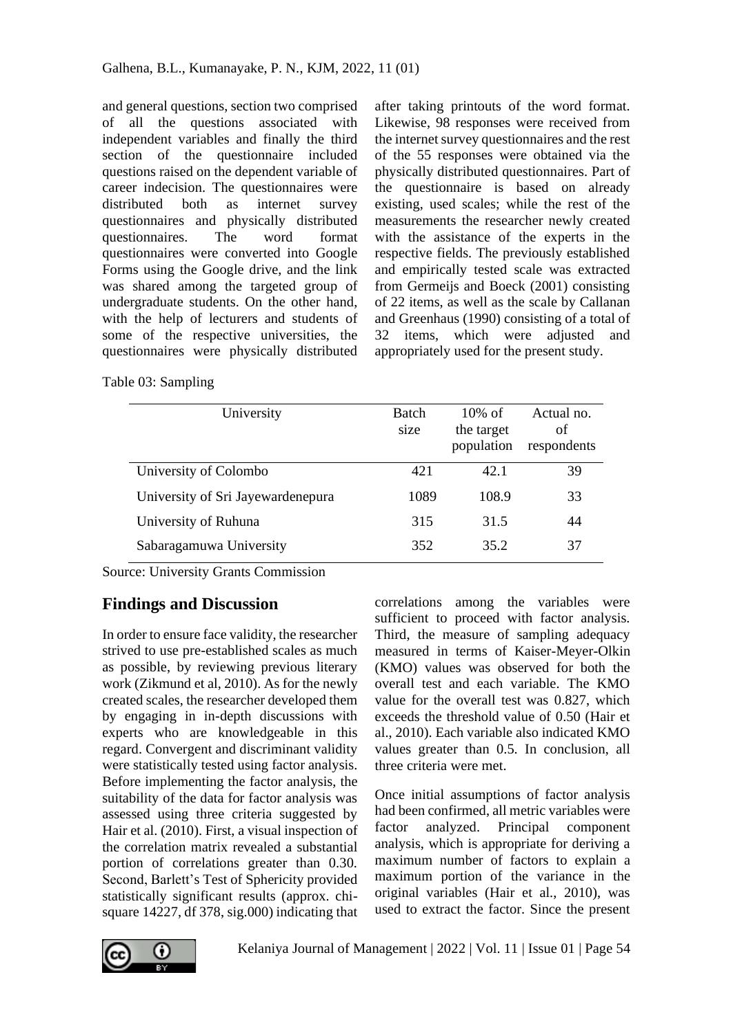and general questions, section two comprised of all the questions associated with independent variables and finally the third section of the questionnaire included questions raised on the dependent variable of career indecision. The questionnaires were distributed both as internet survey questionnaires and physically distributed questionnaires. The word format questionnaires were converted into Google Forms using the Google drive, and the link was shared among the targeted group of undergraduate students. On the other hand, with the help of lecturers and students of some of the respective universities, the questionnaires were physically distributed after taking printouts of the word format. Likewise, 98 responses were received from the internet survey questionnaires and the rest of the 55 responses were obtained via the physically distributed questionnaires. Part of the questionnaire is based on already existing, used scales; while the rest of the measurements the researcher newly created with the assistance of the experts in the respective fields. The previously established and empirically tested scale was extracted from Germeijs and Boeck (2001) consisting of 22 items, as well as the scale by Callanan and Greenhaus (1990) consisting of a total of 32 items, which were adjusted and appropriately used for the present study.

Table 03: Sampling

| University | Batch size | 10% of the target population | Actual no. of respondents |
|---|---|---|---|
| University of Colombo | 421 | 42.1 | 39 |
| University of Sri Jayewardenepura | 1089 | 108.9 | 33 |
| University of Ruhuna | 315 | 31.5 | 44 |
| Sabaragamuwa University | 352 | 35.2 | 37 |

Source: University Grants Commission

## Findings and Discussion

In order to ensure face validity, the researcher strived to use pre-established scales as much as possible, by reviewing previous literary work (Zikmund et al, 2010). As for the newly created scales, the researcher developed them by engaging in in-depth discussions with experts who are knowledgeable in this regard. Convergent and discriminant validity were statistically tested using factor analysis. Before implementing the factor analysis, the suitability of the data for factor analysis was assessed using three criteria suggested by Hair et al. (2010). First, a visual inspection of the correlation matrix revealed a substantial portion of correlations greater than 0.30. Second, Barlett's Test of Sphericity provided statistically significant results (approx. chi-square 14227, df 378, sig.000) indicating that correlations among the variables were sufficient to proceed with factor analysis. Third, the measure of sampling adequacy measured in terms of Kaiser-Meyer-Olkin (KMO) values was observed for both the overall test and each variable. The KMO value for the overall test was 0.827, which exceeds the threshold value of 0.50 (Hair et al., 2010). Each variable also indicated KMO values greater than 0.5. In conclusion, all three criteria were met.

Once initial assumptions of factor analysis had been confirmed, all metric variables were factor analyzed. Principal component analysis, which is appropriate for deriving a maximum number of factors to explain a maximum portion of the variance in the original variables (Hair et al., 2010), was used to extract the factor. Since the present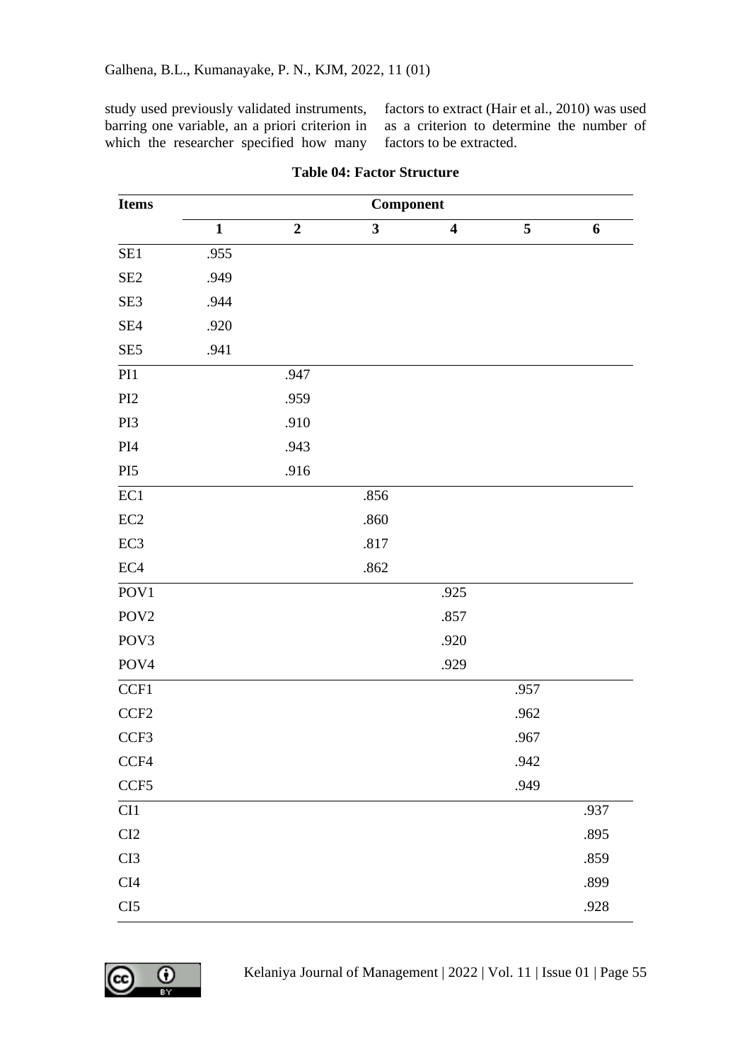study used previously validated instruments, barring one variable, an a priori criterion in which the researcher specified how many factors to extract (Hair et al., 2010) was used as a criterion to determine the number of factors to be extracted.

**Table 04: Factor Structure**

| Items | Component | | | | | |
|---|---|---|---|---|---|---|
| | **1** | **2** | **3** | **4** | **5** | **6** |
| SE1 | .955 | | | | | |
| SE2 | .949 | | | | | |
| SE3 | .944 | | | | | |
| SE4 | .920 | | | | | |
| SE5 | .941 | | | | | |
| PI1 | | .947 | | | | |
| PI2 | | .959 | | | | |
| PI3 | | .910 | | | | |
| PI4 | | .943 | | | | |
| PI5 | | .916 | | | | |
| EC1 | | | .856 | | | |
| EC2 | | | .860 | | | |
| EC3 | | | .817 | | | |
| EC4 | | | .862 | | | |
| POV1 | | | | .925 | | |
| POV2 | | | | .857 | | |
| POV3 | | | | .920 | | |
| POV4 | | | | .929 | | |
| CCF1 | | | | | .957 | |
| CCF2 | | | | | .962 | |
| CCF3 | | | | | .967 | |
| CCF4 | | | | | .942 | |
| CCF5 | | | | | .949 | |
| CI1 | | | | | | .937 |
| CI2 | | | | | | .895 |
| CI3 | | | | | | .859 |
| CI4 | | | | | | .899 |
| CI5 | | | | | | .928 |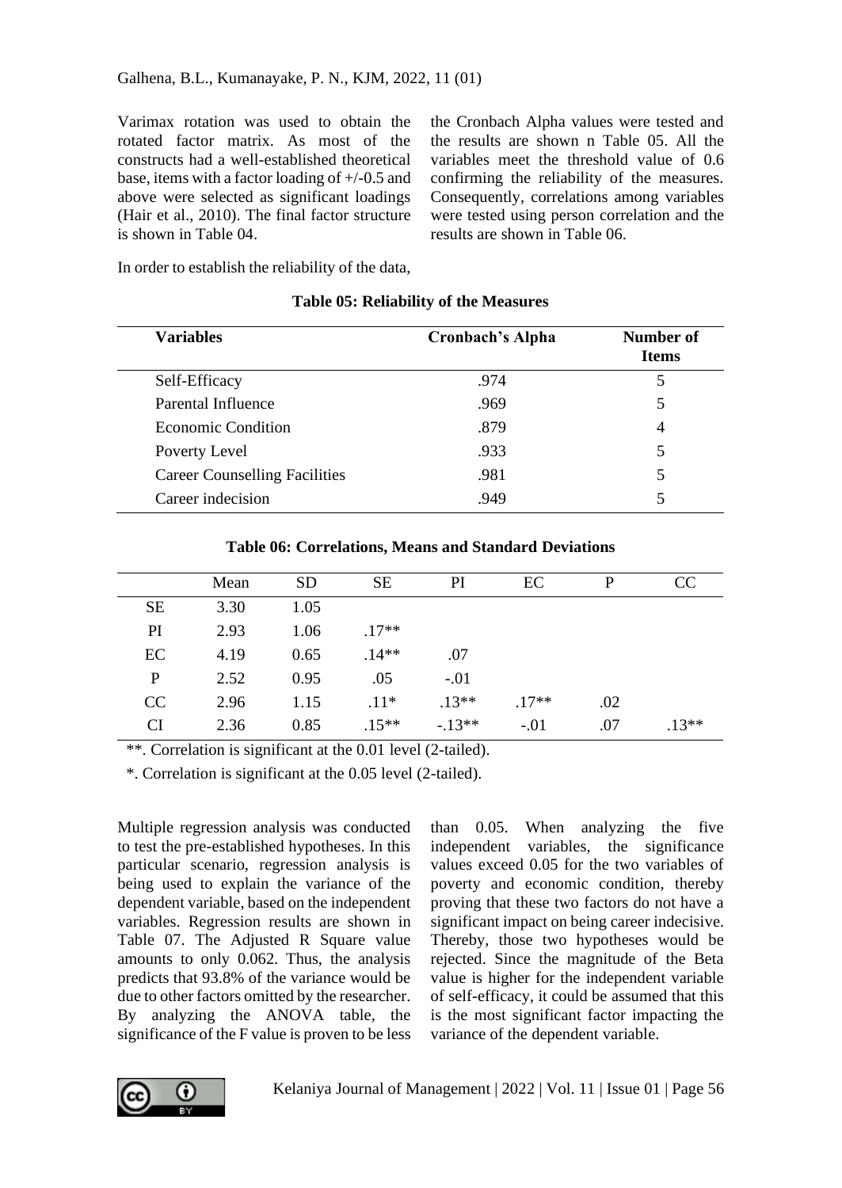Varimax rotation was used to obtain the rotated factor matrix. As most of the constructs had a well-established theoretical base, items with a factor loading of +/-0.5 and above were selected as significant loadings (Hair et al., 2010). The final factor structure is shown in Table 04.

In order to establish the reliability of the data, the Cronbach Alpha values were tested and the results are shown n Table 05. All the variables meet the threshold value of 0.6 confirming the reliability of the measures. Consequently, correlations among variables were tested using person correlation and the results are shown in Table 06.

**Table 05: Reliability of the Measures**

| Variables | Cronbach's Alpha | Number of Items |
|---|---|---|
| Self-Efficacy | .974 | 5 |
| Parental Influence | .969 | 5 |
| Economic Condition | .879 | 4 |
| Poverty Level | .933 | 5 |
| Career Counselling Facilities | .981 | 5 |
| Career indecision | .949 | 5 |

**Table 06: Correlations, Means and Standard Deviations**

| | Mean | SD | SE | PI | EC | P | CC |
|---|---|---|---|---|---|---|---|
| SE | 3.30 | 1.05 | | | | | |
| PI | 2.93 | 1.06 | .17** | | | | |
| EC | 4.19 | 0.65 | .14** | .07 | | | |
| P | 2.52 | 0.95 | .05 | -.01 | | | |
| CC | 2.96 | 1.15 | .11* | .13** | .17** | .02 | |
| CI | 2.36 | 0.85 | .15** | -.13** | -.01 | .07 | .13** |

**. Correlation is significant at the 0.01 level (2-tailed).

*. Correlation is significant at the 0.05 level (2-tailed).

Multiple regression analysis was conducted to test the pre-established hypotheses. In this particular scenario, regression analysis is being used to explain the variance of the dependent variable, based on the independent variables. Regression results are shown in Table 07. The Adjusted R Square value amounts to only 0.062. Thus, the analysis predicts that 93.8% of the variance would be due to other factors omitted by the researcher. By analyzing the ANOVA table, the significance of the F value is proven to be less than 0.05. When analyzing the five independent variables, the significance values exceed 0.05 for the two variables of poverty and economic condition, thereby proving that these two factors do not have a significant impact on being career indecisive. Thereby, those two hypotheses would be rejected. Since the magnitude of the Beta value is higher for the independent variable of self-efficacy, it could be assumed that this is the most significant factor impacting the variance of the dependent variable.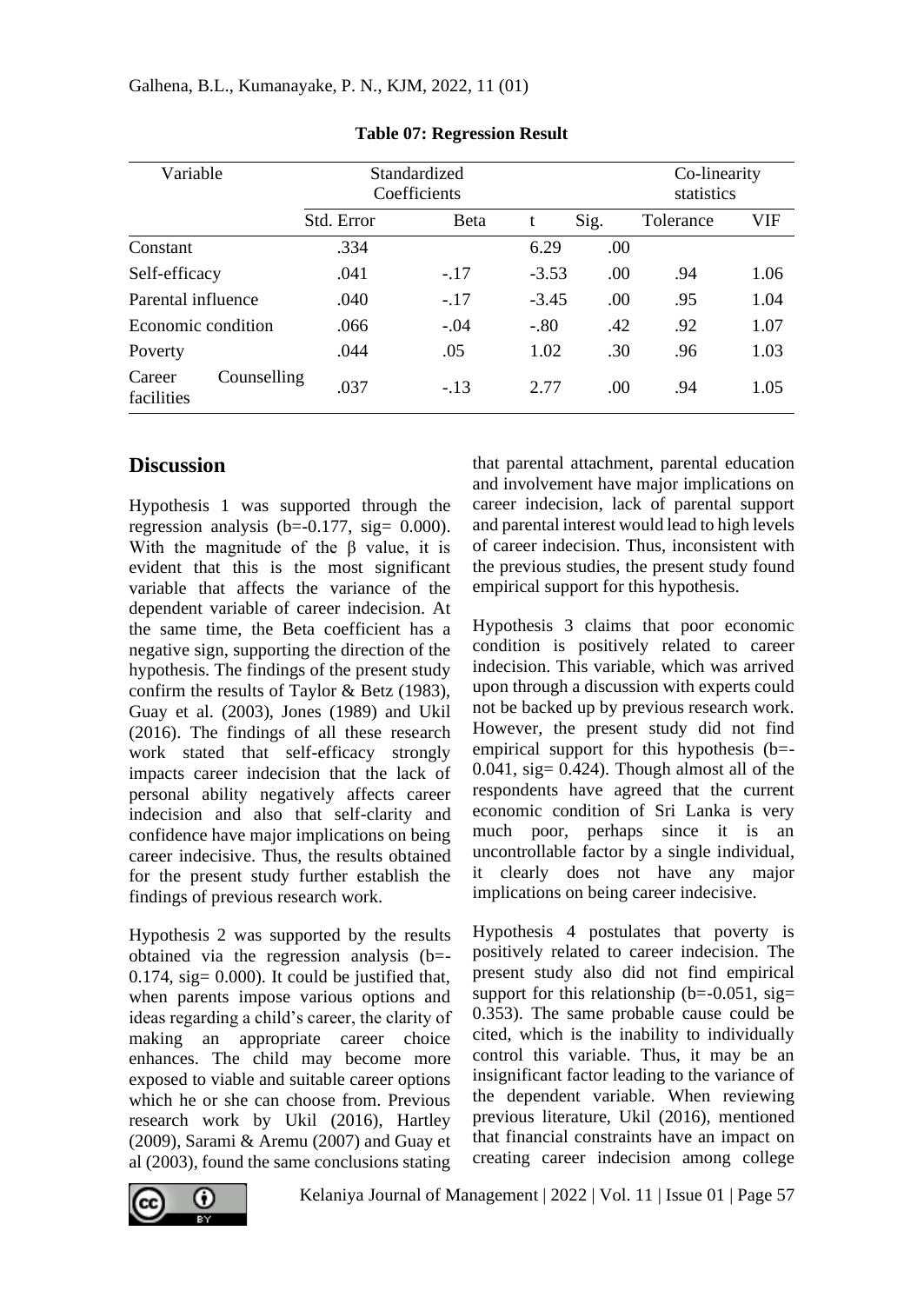**Table 07: Regression Result**

| Variable | Standardized Coefficients | | | | Co-linearity statistics | |
|---|---|---|---|---|---|---|
| | Std. Error | Beta | t | Sig. | Tolerance | VIF |
| Constant | .334 | | 6.29 | .00 | | |
| Self-efficacy | .041 | -.17 | -3.53 | .00 | .94 | 1.06 |
| Parental influence | .040 | -.17 | -3.45 | .00 | .95 | 1.04 |
| Economic condition | .066 | -.04 | -.80 | .42 | .92 | 1.07 |
| Poverty | .044 | .05 | 1.02 | .30 | .96 | 1.03 |
| Career Counselling facilities | .037 | -.13 | 2.77 | .00 | .94 | 1.05 |

## Discussion

Hypothesis 1 was supported through the regression analysis (b=-0.177, sig= 0.000). With the magnitude of the β value, it is evident that this is the most significant variable that affects the variance of the dependent variable of career indecision. At the same time, the Beta coefficient has a negative sign, supporting the direction of the hypothesis. The findings of the present study confirm the results of Taylor & Betz (1983), Guay et al. (2003), Jones (1989) and Ukil (2016). The findings of all these research work stated that self-efficacy strongly impacts career indecision that the lack of personal ability negatively affects career indecision and also that self-clarity and confidence have major implications on being career indecisive. Thus, the results obtained for the present study further establish the findings of previous research work.

Hypothesis 2 was supported by the results obtained via the regression analysis (b=-0.174, sig= 0.000). It could be justified that, when parents impose various options and ideas regarding a child's career, the clarity of making an appropriate career choice enhances. The child may become more exposed to viable and suitable career options which he or she can choose from. Previous research work by Ukil (2016), Hartley (2009), Sarami & Aremu (2007) and Guay et al (2003), found the same conclusions stating that parental attachment, parental education and involvement have major implications on career indecision, lack of parental support and parental interest would lead to high levels of career indecision. Thus, inconsistent with the previous studies, the present study found empirical support for this hypothesis.

Hypothesis 3 claims that poor economic condition is positively related to career indecision. This variable, which was arrived upon through a discussion with experts could not be backed up by previous research work. However, the present study did not find empirical support for this hypothesis (b=-0.041, sig= 0.424). Though almost all of the respondents have agreed that the current economic condition of Sri Lanka is very much poor, perhaps since it is an uncontrollable factor by a single individual, it clearly does not have any major implications on being career indecisive.

Hypothesis 4 postulates that poverty is positively related to career indecision. The present study also did not find empirical support for this relationship (b=-0.051, sig= 0.353). The same probable cause could be cited, which is the inability to individually control this variable. Thus, it may be an insignificant factor leading to the variance of the dependent variable. When reviewing previous literature, Ukil (2016), mentioned that financial constraints have an impact on creating career indecision among college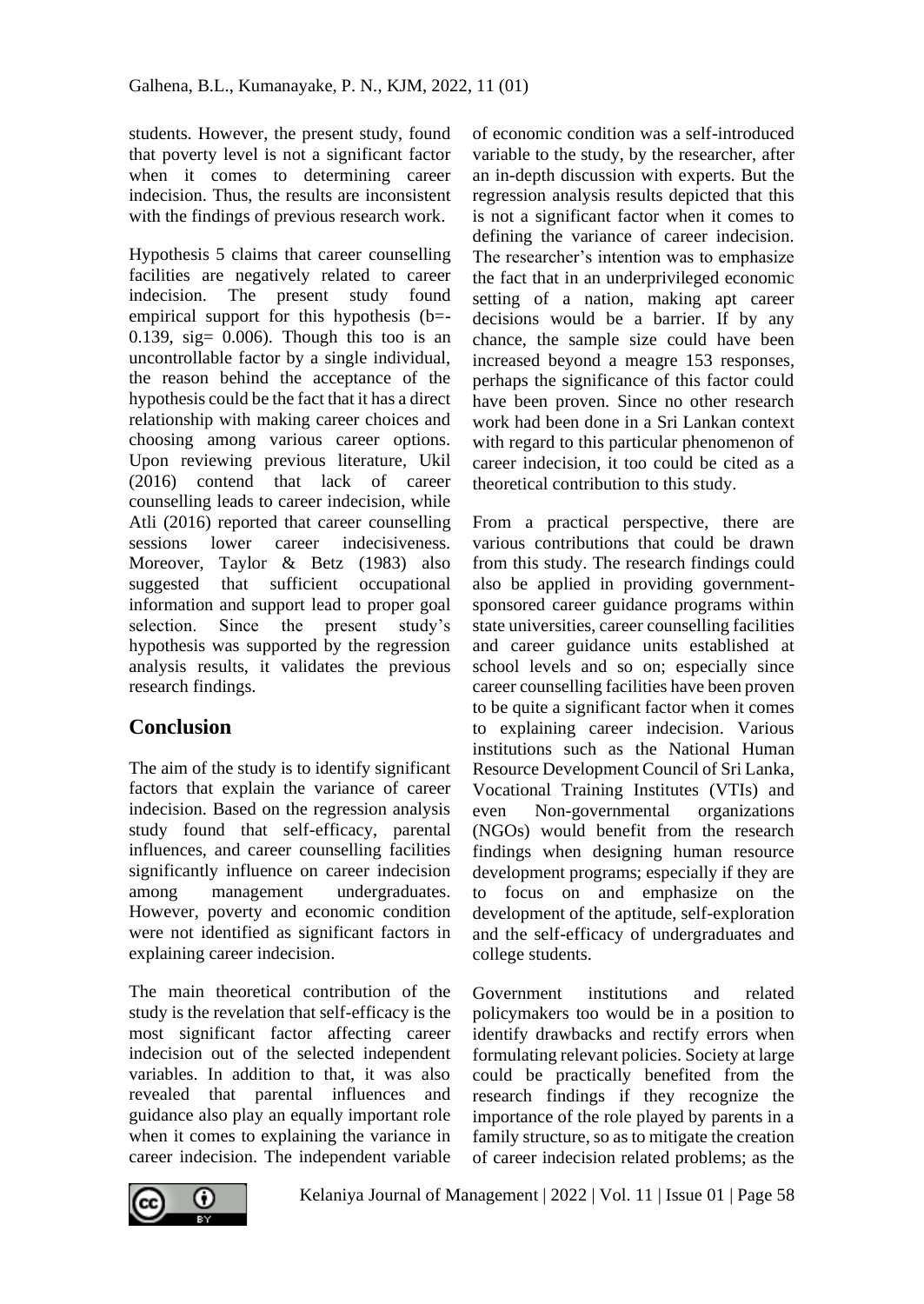students. However, the present study, found that poverty level is not a significant factor when it comes to determining career indecision. Thus, the results are inconsistent with the findings of previous research work.

Hypothesis 5 claims that career counselling facilities are negatively related to career indecision. The present study found empirical support for this hypothesis (b=-0.139, sig= 0.006). Though this too is an uncontrollable factor by a single individual, the reason behind the acceptance of the hypothesis could be the fact that it has a direct relationship with making career choices and choosing among various career options. Upon reviewing previous literature, Ukil (2016) contend that lack of career counselling leads to career indecision, while Atli (2016) reported that career counselling sessions lower career indecisiveness. Moreover, Taylor & Betz (1983) also suggested that sufficient occupational information and support lead to proper goal selection. Since the present study's hypothesis was supported by the regression analysis results, it validates the previous research findings.

## Conclusion

The aim of the study is to identify significant factors that explain the variance of career indecision. Based on the regression analysis study found that self-efficacy, parental influences, and career counselling facilities significantly influence on career indecision among management undergraduates. However, poverty and economic condition were not identified as significant factors in explaining career indecision.

The main theoretical contribution of the study is the revelation that self-efficacy is the most significant factor affecting career indecision out of the selected independent variables. In addition to that, it was also revealed that parental influences and guidance also play an equally important role when it comes to explaining the variance in career indecision. The independent variable of economic condition was a self-introduced variable to the study, by the researcher, after an in-depth discussion with experts. But the regression analysis results depicted that this is not a significant factor when it comes to defining the variance of career indecision. The researcher's intention was to emphasize the fact that in an underprivileged economic setting of a nation, making apt career decisions would be a barrier. If by any chance, the sample size could have been increased beyond a meagre 153 responses, perhaps the significance of this factor could have been proven. Since no other research work had been done in a Sri Lankan context with regard to this particular phenomenon of career indecision, it too could be cited as a theoretical contribution to this study.

From a practical perspective, there are various contributions that could be drawn from this study. The research findings could also be applied in providing government-sponsored career guidance programs within state universities, career counselling facilities and career guidance units established at school levels and so on; especially since career counselling facilities have been proven to be quite a significant factor when it comes to explaining career indecision. Various institutions such as the National Human Resource Development Council of Sri Lanka, Vocational Training Institutes (VTIs) and even Non-governmental organizations (NGOs) would benefit from the research findings when designing human resource development programs; especially if they are to focus on and emphasize on the development of the aptitude, self-exploration and the self-efficacy of undergraduates and college students.

Government institutions and related policymakers too would be in a position to identify drawbacks and rectify errors when formulating relevant policies. Society at large could be practically benefited from the research findings if they recognize the importance of the role played by parents in a family structure, so as to mitigate the creation of career indecision related problems; as the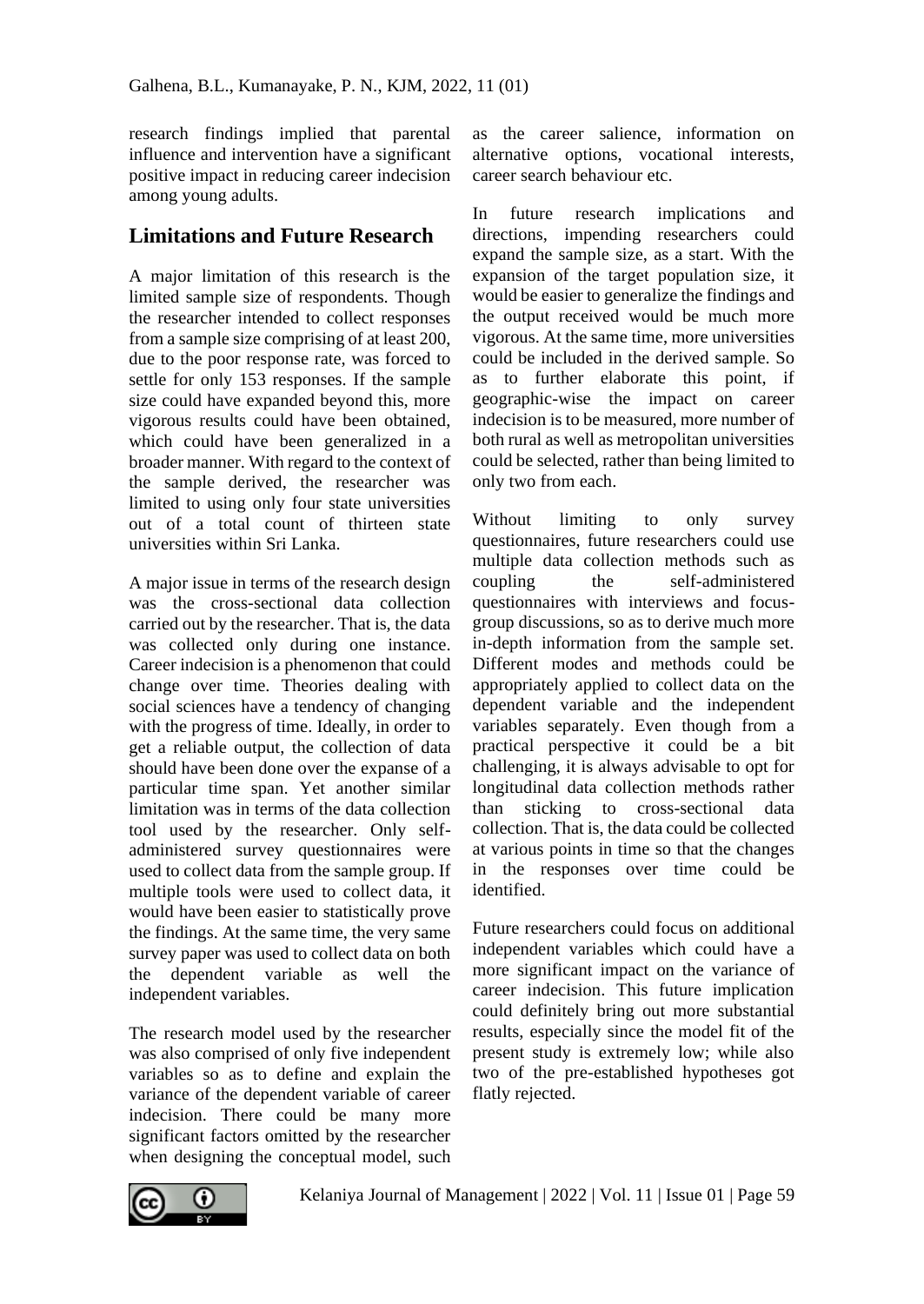research findings implied that parental influence and intervention have a significant positive impact in reducing career indecision among young adults.

## Limitations and Future Research

A major limitation of this research is the limited sample size of respondents. Though the researcher intended to collect responses from a sample size comprising of at least 200, due to the poor response rate, was forced to settle for only 153 responses. If the sample size could have expanded beyond this, more vigorous results could have been obtained, which could have been generalized in a broader manner. With regard to the context of the sample derived, the researcher was limited to using only four state universities out of a total count of thirteen state universities within Sri Lanka.

A major issue in terms of the research design was the cross-sectional data collection carried out by the researcher. That is, the data was collected only during one instance. Career indecision is a phenomenon that could change over time. Theories dealing with social sciences have a tendency of changing with the progress of time. Ideally, in order to get a reliable output, the collection of data should have been done over the expanse of a particular time span. Yet another similar limitation was in terms of the data collection tool used by the researcher. Only self-administered survey questionnaires were used to collect data from the sample group. If multiple tools were used to collect data, it would have been easier to statistically prove the findings. At the same time, the very same survey paper was used to collect data on both the dependent variable as well the independent variables.

The research model used by the researcher was also comprised of only five independent variables so as to define and explain the variance of the dependent variable of career indecision. There could be many more significant factors omitted by the researcher when designing the conceptual model, such as the career salience, information on alternative options, vocational interests, career search behaviour etc.

In future research implications and directions, impending researchers could expand the sample size, as a start. With the expansion of the target population size, it would be easier to generalize the findings and the output received would be much more vigorous. At the same time, more universities could be included in the derived sample. So as to further elaborate this point, if geographic-wise the impact on career indecision is to be measured, more number of both rural as well as metropolitan universities could be selected, rather than being limited to only two from each.

Without limiting to only survey questionnaires, future researchers could use multiple data collection methods such as coupling the self-administered questionnaires with interviews and focus-group discussions, so as to derive much more in-depth information from the sample set. Different modes and methods could be appropriately applied to collect data on the dependent variable and the independent variables separately. Even though from a practical perspective it could be a bit challenging, it is always advisable to opt for longitudinal data collection methods rather than sticking to cross-sectional data collection. That is, the data could be collected at various points in time so that the changes in the responses over time could be identified.

Future researchers could focus on additional independent variables which could have a more significant impact on the variance of career indecision. This future implication could definitely bring out more substantial results, especially since the model fit of the present study is extremely low; while also two of the pre-established hypotheses got flatly rejected.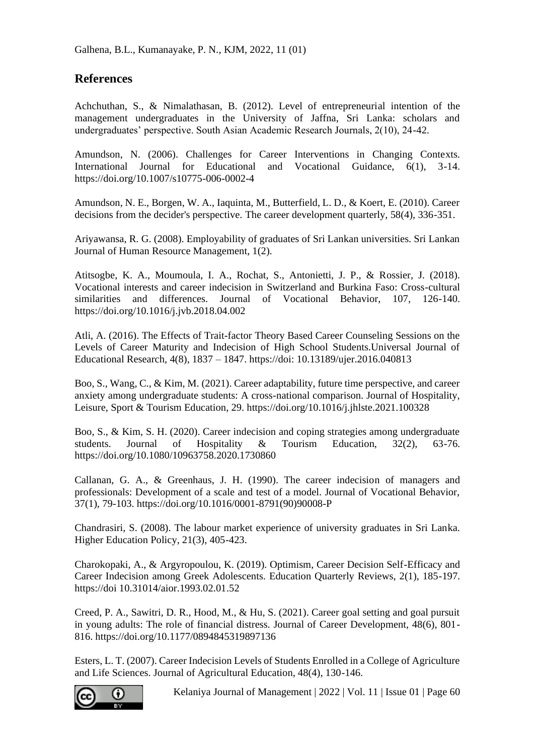## References

Achchuthan, S., & Nimalathasan, B. (2012). Level of entrepreneurial intention of the management undergraduates in the University of Jaffna, Sri Lanka: scholars and undergraduates' perspective. South Asian Academic Research Journals, 2(10), 24-42.

Amundson, N. (2006). Challenges for Career Interventions in Changing Contexts. International Journal for Educational and Vocational Guidance, 6(1), 3-14. https://doi.org/10.1007/s10775-006-0002-4

Amundson, N. E., Borgen, W. A., Iaquinta, M., Butterfield, L. D., & Koert, E. (2010). Career decisions from the decider's perspective. The career development quarterly, 58(4), 336-351.

Ariyawansa, R. G. (2008). Employability of graduates of Sri Lankan universities. Sri Lankan Journal of Human Resource Management, 1(2).

Atitsogbe, K. A., Moumoula, I. A., Rochat, S., Antonietti, J. P., & Rossier, J. (2018). Vocational interests and career indecision in Switzerland and Burkina Faso: Cross-cultural similarities and differences. Journal of Vocational Behavior, 107, 126-140. https://doi.org/10.1016/j.jvb.2018.04.002

Atli, A. (2016). The Effects of Trait-factor Theory Based Career Counseling Sessions on the Levels of Career Maturity and Indecision of High School Students.Universal Journal of Educational Research, 4(8), 1837 – 1847. https://doi: 10.13189/ujer.2016.040813

Boo, S., Wang, C., & Kim, M. (2021). Career adaptability, future time perspective, and career anxiety among undergraduate students: A cross-national comparison. Journal of Hospitality, Leisure, Sport & Tourism Education, 29. https://doi.org/10.1016/j.jhlste.2021.100328

Boo, S., & Kim, S. H. (2020). Career indecision and coping strategies among undergraduate students. Journal of Hospitality & Tourism Education, 32(2), 63-76. https://doi.org/10.1080/10963758.2020.1730860

Callanan, G. A., & Greenhaus, J. H. (1990). The career indecision of managers and professionals: Development of a scale and test of a model. Journal of Vocational Behavior, 37(1), 79-103. https://doi.org/10.1016/0001-8791(90)90008-P

Chandrasiri, S. (2008). The labour market experience of university graduates in Sri Lanka. Higher Education Policy, 21(3), 405-423.

Charokopaki, A., & Argyropoulou, K. (2019). Optimism, Career Decision Self-Efficacy and Career Indecision among Greek Adolescents. Education Quarterly Reviews, 2(1), 185-197. https://doi 10.31014/aior.1993.02.01.52

Creed, P. A., Sawitri, D. R., Hood, M., & Hu, S. (2021). Career goal setting and goal pursuit in young adults: The role of financial distress. Journal of Career Development, 48(6), 801-816. https://doi.org/10.1177/0894845319897136

Esters, L. T. (2007). Career Indecision Levels of Students Enrolled in a College of Agriculture and Life Sciences. Journal of Agricultural Education, 48(4), 130-146.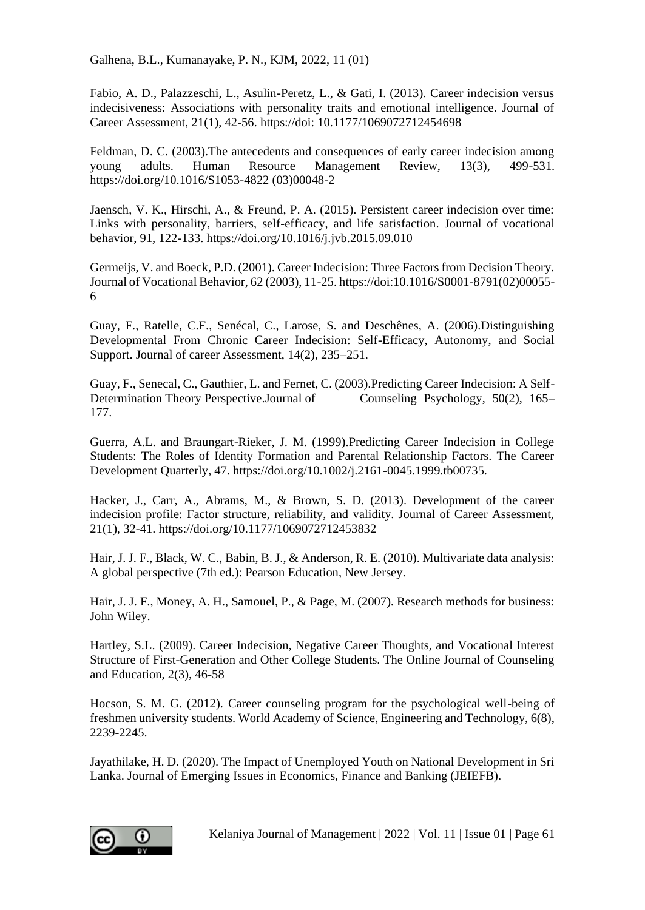Fabio, A. D., Palazzeschi, L., Asulin-Peretz, L., & Gati, I. (2013). Career indecision versus indecisiveness: Associations with personality traits and emotional intelligence. Journal of Career Assessment, 21(1), 42-56. https://doi: 10.1177/1069072712454698

Feldman, D. C. (2003).The antecedents and consequences of early career indecision among young adults. Human Resource Management Review, 13(3), 499-531. https://doi.org/10.1016/S1053-4822 (03)00048-2

Jaensch, V. K., Hirschi, A., & Freund, P. A. (2015). Persistent career indecision over time: Links with personality, barriers, self-efficacy, and life satisfaction. Journal of vocational behavior, 91, 122-133. https://doi.org/10.1016/j.jvb.2015.09.010

Germeijs, V. and Boeck, P.D. (2001). Career Indecision: Three Factors from Decision Theory. Journal of Vocational Behavior, 62 (2003), 11-25. https://doi:10.1016/S0001-8791(02)00055-6

Guay, F., Ratelle, C.F., Senécal, C., Larose, S. and Deschênes, A. (2006).Distinguishing Developmental From Chronic Career Indecision: Self-Efficacy, Autonomy, and Social Support. Journal of career Assessment, 14(2), 235–251.

Guay, F., Senecal, C., Gauthier, L. and Fernet, C. (2003).Predicting Career Indecision: A Self-Determination Theory Perspective.Journal of Counseling Psychology, 50(2), 165–177.

Guerra, A.L. and Braungart-Rieker, J. M. (1999).Predicting Career Indecision in College Students: The Roles of Identity Formation and Parental Relationship Factors. The Career Development Quarterly, 47. https://doi.org/10.1002/j.2161-0045.1999.tb00735.

Hacker, J., Carr, A., Abrams, M., & Brown, S. D. (2013). Development of the career indecision profile: Factor structure, reliability, and validity. Journal of Career Assessment, 21(1), 32-41. https://doi.org/10.1177/1069072712453832

Hair, J. J. F., Black, W. C., Babin, B. J., & Anderson, R. E. (2010). Multivariate data analysis: A global perspective (7th ed.): Pearson Education, New Jersey.

Hair, J. J. F., Money, A. H., Samouel, P., & Page, M. (2007). Research methods for business: John Wiley.

Hartley, S.L. (2009). Career Indecision, Negative Career Thoughts, and Vocational Interest Structure of First-Generation and Other College Students. The Online Journal of Counseling and Education, 2(3), 46-58

Hocson, S. M. G. (2012). Career counseling program for the psychological well-being of freshmen university students. World Academy of Science, Engineering and Technology, 6(8), 2239-2245.

Jayathilake, H. D. (2020). The Impact of Unemployed Youth on National Development in Sri Lanka. Journal of Emerging Issues in Economics, Finance and Banking (JEIEFB).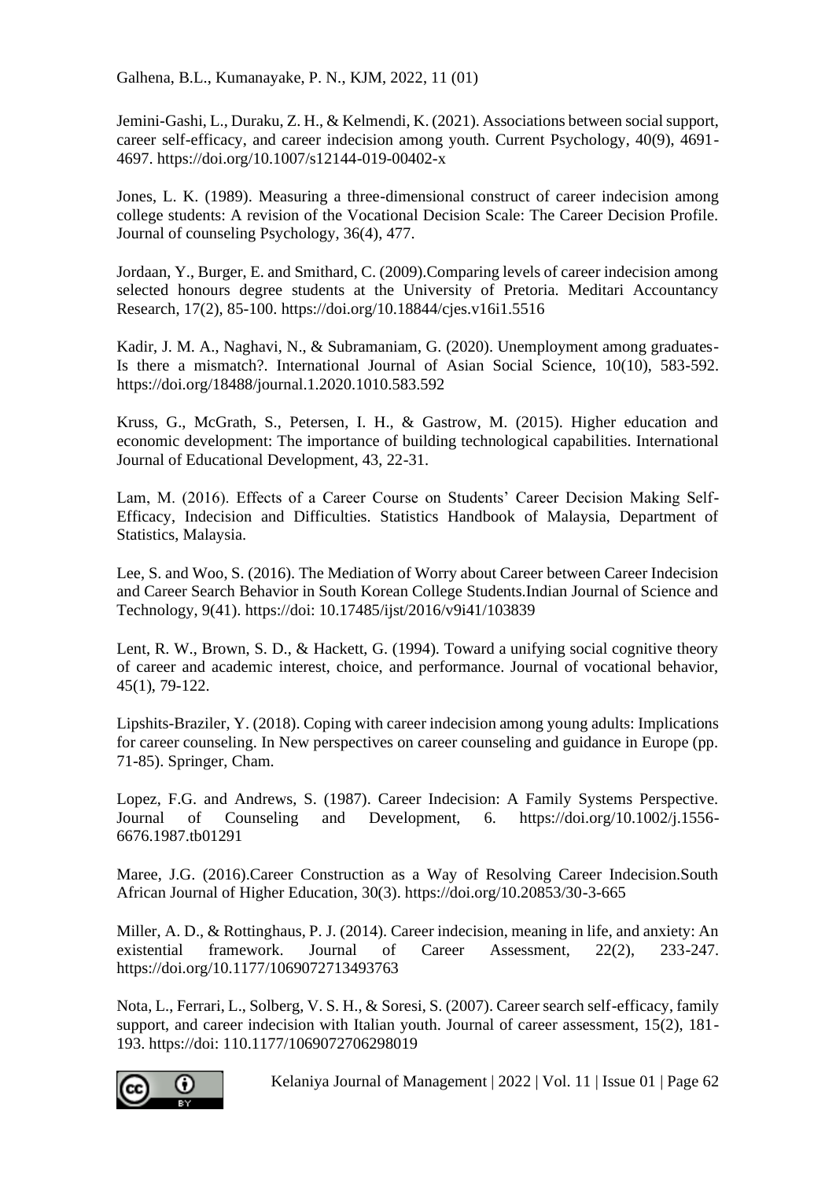Jemini-Gashi, L., Duraku, Z. H., & Kelmendi, K. (2021). Associations between social support, career self-efficacy, and career indecision among youth. Current Psychology, 40(9), 4691-4697. https://doi.org/10.1007/s12144-019-00402-x

Jones, L. K. (1989). Measuring a three-dimensional construct of career indecision among college students: A revision of the Vocational Decision Scale: The Career Decision Profile. Journal of counseling Psychology, 36(4), 477.

Jordaan, Y., Burger, E. and Smithard, C. (2009).Comparing levels of career indecision among selected honours degree students at the University of Pretoria. Meditari Accountancy Research, 17(2), 85-100. https://doi.org/10.18844/cjes.v16i1.5516

Kadir, J. M. A., Naghavi, N., & Subramaniam, G. (2020). Unemployment among graduates-Is there a mismatch?. International Journal of Asian Social Science, 10(10), 583-592. https://doi.org/18488/journal.1.2020.1010.583.592

Kruss, G., McGrath, S., Petersen, I. H., & Gastrow, M. (2015). Higher education and economic development: The importance of building technological capabilities. International Journal of Educational Development, 43, 22-31.

Lam, M. (2016). Effects of a Career Course on Students' Career Decision Making Self-Efficacy, Indecision and Difficulties. Statistics Handbook of Malaysia, Department of Statistics, Malaysia.

Lee, S. and Woo, S. (2016). The Mediation of Worry about Career between Career Indecision and Career Search Behavior in South Korean College Students.Indian Journal of Science and Technology, 9(41). https://doi: 10.17485/ijst/2016/v9i41/103839

Lent, R. W., Brown, S. D., & Hackett, G. (1994). Toward a unifying social cognitive theory of career and academic interest, choice, and performance. Journal of vocational behavior, 45(1), 79-122.

Lipshits-Braziler, Y. (2018). Coping with career indecision among young adults: Implications for career counseling. In New perspectives on career counseling and guidance in Europe (pp. 71-85). Springer, Cham.

Lopez, F.G. and Andrews, S. (1987). Career Indecision: A Family Systems Perspective. Journal of Counseling and Development, 6. https://doi.org/10.1002/j.1556-6676.1987.tb01291

Maree, J.G. (2016).Career Construction as a Way of Resolving Career Indecision.South African Journal of Higher Education, 30(3). https://doi.org/10.20853/30-3-665

Miller, A. D., & Rottinghaus, P. J. (2014). Career indecision, meaning in life, and anxiety: An existential framework. Journal of Career Assessment, 22(2), 233-247. https://doi.org/10.1177/1069072713493763

Nota, L., Ferrari, L., Solberg, V. S. H., & Soresi, S. (2007). Career search self-efficacy, family support, and career indecision with Italian youth. Journal of career assessment, 15(2), 181-193. https://doi: 110.1177/1069072706298019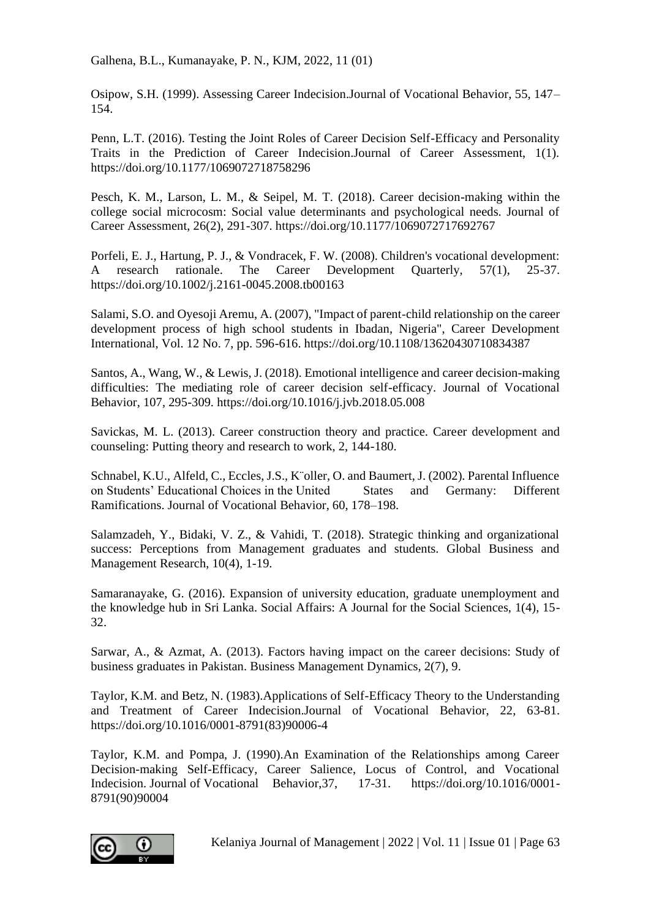Osipow, S.H. (1999). Assessing Career Indecision.Journal of Vocational Behavior, 55, 147–154.

Penn, L.T. (2016). Testing the Joint Roles of Career Decision Self-Efficacy and Personality Traits in the Prediction of Career Indecision.Journal of Career Assessment, 1(1). https://doi.org/10.1177/1069072718758296

Pesch, K. M., Larson, L. M., & Seipel, M. T. (2018). Career decision-making within the college social microcosm: Social value determinants and psychological needs. Journal of Career Assessment, 26(2), 291-307. https://doi.org/10.1177/1069072717692767

Porfeli, E. J., Hartung, P. J., & Vondracek, F. W. (2008). Children's vocational development: A research rationale. The Career Development Quarterly, 57(1), 25-37. https://doi.org/10.1002/j.2161-0045.2008.tb00163

Salami, S.O. and Oyesoji Aremu, A. (2007), "Impact of parent-child relationship on the career development process of high school students in Ibadan, Nigeria", Career Development International, Vol. 12 No. 7, pp. 596-616. https://doi.org/10.1108/13620430710834387

Santos, A., Wang, W., & Lewis, J. (2018). Emotional intelligence and career decision-making difficulties: The mediating role of career decision self-efficacy. Journal of Vocational Behavior, 107, 295-309. https://doi.org/10.1016/j.jvb.2018.05.008

Savickas, M. L. (2013). Career construction theory and practice. Career development and counseling: Putting theory and research to work, 2, 144-180.

Schnabel, K.U., Alfeld, C., Eccles, J.S., K¨oller, O. and Baumert, J. (2002). Parental Influence on Students' Educational Choices in the United States and Germany: Different Ramifications. Journal of Vocational Behavior, 60, 178–198.

Salamzadeh, Y., Bidaki, V. Z., & Vahidi, T. (2018). Strategic thinking and organizational success: Perceptions from Management graduates and students. Global Business and Management Research, 10(4), 1-19.

Samaranayake, G. (2016). Expansion of university education, graduate unemployment and the knowledge hub in Sri Lanka. Social Affairs: A Journal for the Social Sciences, 1(4), 15-32.

Sarwar, A., & Azmat, A. (2013). Factors having impact on the career decisions: Study of business graduates in Pakistan. Business Management Dynamics, 2(7), 9.

Taylor, K.M. and Betz, N. (1983).Applications of Self-Efficacy Theory to the Understanding and Treatment of Career Indecision.Journal of Vocational Behavior, 22, 63-81. https://doi.org/10.1016/0001-8791(83)90006-4

Taylor, K.M. and Pompa, J. (1990).An Examination of the Relationships among Career Decision-making Self-Efficacy, Career Salience, Locus of Control, and Vocational Indecision. Journal of Vocational Behavior,37, 17-31. https://doi.org/10.1016/0001-8791(90)90004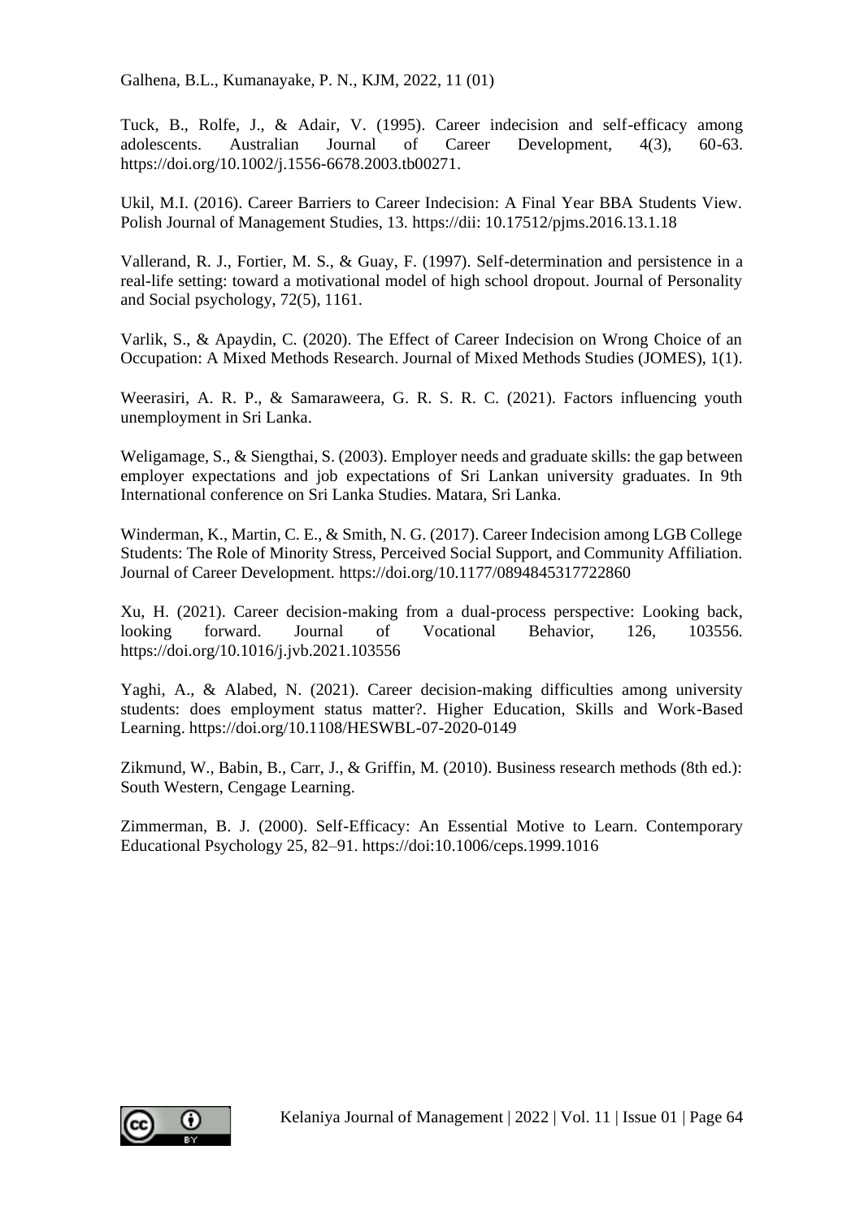Tuck, B., Rolfe, J., & Adair, V. (1995). Career indecision and self-efficacy among adolescents. Australian Journal of Career Development, 4(3), 60-63. https://doi.org/10.1002/j.1556-6678.2003.tb00271.

Ukil, M.I. (2016). Career Barriers to Career Indecision: A Final Year BBA Students View. Polish Journal of Management Studies, 13. https://dii: 10.17512/pjms.2016.13.1.18

Vallerand, R. J., Fortier, M. S., & Guay, F. (1997). Self-determination and persistence in a real-life setting: toward a motivational model of high school dropout. Journal of Personality and Social psychology, 72(5), 1161.

Varlik, S., & Apaydin, C. (2020). The Effect of Career Indecision on Wrong Choice of an Occupation: A Mixed Methods Research. Journal of Mixed Methods Studies (JOMES), 1(1).

Weerasiri, A. R. P., & Samaraweera, G. R. S. R. C. (2021). Factors influencing youth unemployment in Sri Lanka.

Weligamage, S., & Siengthai, S. (2003). Employer needs and graduate skills: the gap between employer expectations and job expectations of Sri Lankan university graduates. In 9th International conference on Sri Lanka Studies. Matara, Sri Lanka.

Winderman, K., Martin, C. E., & Smith, N. G. (2017). Career Indecision among LGB College Students: The Role of Minority Stress, Perceived Social Support, and Community Affiliation. Journal of Career Development. https://doi.org/10.1177/0894845317722860

Xu, H. (2021). Career decision-making from a dual-process perspective: Looking back, looking forward. Journal of Vocational Behavior, 126, 103556. https://doi.org/10.1016/j.jvb.2021.103556

Yaghi, A., & Alabed, N. (2021). Career decision-making difficulties among university students: does employment status matter?. Higher Education, Skills and Work-Based Learning. https://doi.org/10.1108/HESWBL-07-2020-0149

Zikmund, W., Babin, B., Carr, J., & Griffin, M. (2010). Business research methods (8th ed.): South Western, Cengage Learning.

Zimmerman, B. J. (2000). Self-Efficacy: An Essential Motive to Learn. Contemporary Educational Psychology 25, 82–91. https://doi:10.1006/ceps.1999.1016